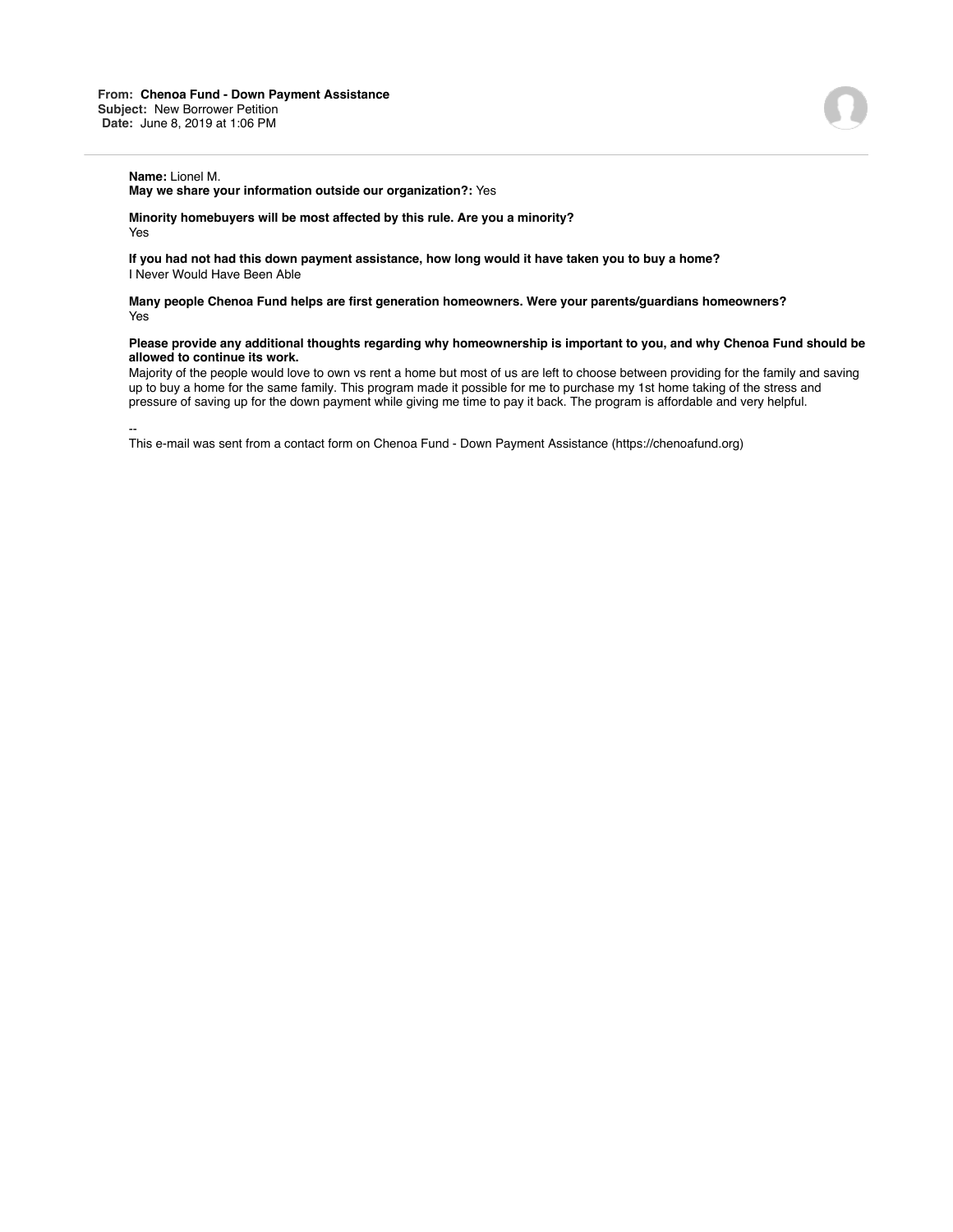**From:** **Chenoa Fund - Down Payment Assistance**
**Subject:** New Borrower Petition
**Date:** June 8, 2019 at 1:06 PM

---

**Name:** Lionel M.
**May we share your information outside our organization?:** Yes

**Minority homebuyers will be most affected by this rule. Are you a minority?**
Yes

**If you had not had this down payment assistance, how long would it have taken you to buy a home?**
I Never Would Have Been Able

**Many people Chenoa Fund helps are first generation homeowners. Were your parents/guardians homeowners?**
Yes

**Please provide any additional thoughts regarding why homeownership is important to you, and why Chenoa Fund should be allowed to continue its work.**
Majority of the people would love to own vs rent a home but most of us are left to choose between providing for the family and saving up to buy a home for the same family. This program made it possible for me to purchase my 1st home taking of the stress and pressure of saving up for the down payment while giving me time to pay it back. The program is affordable and very helpful.

--
This e-mail was sent from a contact form on Chenoa Fund - Down Payment Assistance (https://chenoafund.org)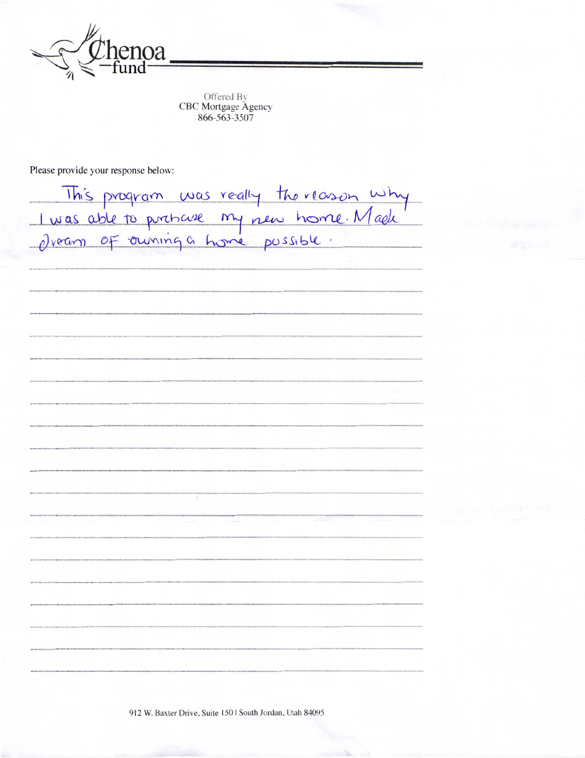Chenoa fund

Offered By
CBC Mortgage Agency
866-563-3507

Please provide your response below:

This program was really the reason why I was able to purchase my new home. Made dream of owning a home possible.

912 W. Baxter Drive, Suite 150 | South Jordan, Utah 84095